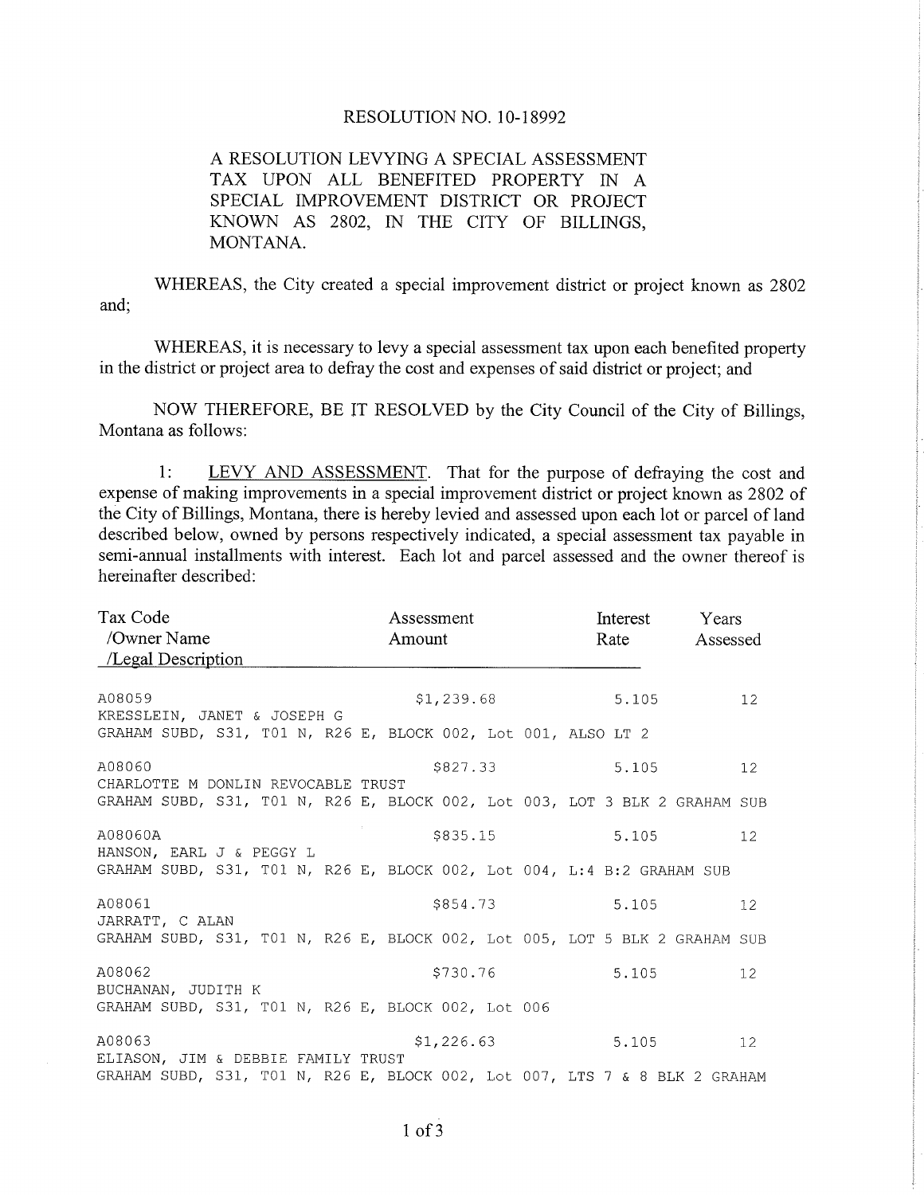# RESOLUTION NO. 10-18992

A RESOLUTION LEVYING A SPECIAL ASSESSMENT TAX UPON ALL BENEFITED PROPERTY IN A SPECIAL IMPROVEMENT DISTRICT OR PROJECT KNOWN AS 2802, IN THE CITY OF BILLINGS, MONTANA.

WHEREAS, the City created a special improvement district or project known as 2802 and;

WHEREAS, it is necessary to levy a special assessment tax upon each benefited property in the district or project area to defray the cost and expenses of said district or project; and

NOW THEREFORE, BE IT RESOLVED by the City Council of the City of Billings, Montana as follows:

1: LEVY AND ASSESSMENT. That for the purpose of defraying the cost and expense of making improvements in a special improvement district or project known as 2802 of the City of Billings, Montana, there is hereby levied and assessed upon each lot or parcel of land described below, owned by persons respectively indicated, a special assessment tax payable in semi-annual installments with interest. Each lot and parcel assessed and the owner thereof is hereinafter described:

| Tax Code /Owner Name /Legal Description | Assessment Amount | Interest Rate | Years Assessed |
|---|---|---|---|
| A08059<br>KRESSLEIN, JANET & JOSEPH G<br>GRAHAM SUBD, S31, T01 N, R26 E, BLOCK 002, Lot 001, ALSO LT 2 | $1,239.68 | 5.105 | 12 |
| A08060<br>CHARLOTTE M DONLIN REVOCABLE TRUST<br>GRAHAM SUBD, S31, T01 N, R26 E, BLOCK 002, Lot 003, LOT 3 BLK 2 GRAHAM SUB | $827.33 | 5.105 | 12 |
| A08060A<br>HANSON, EARL J & PEGGY L<br>GRAHAM SUBD, S31, T01 N, R26 E, BLOCK 002, Lot 004, L:4 B:2 GRAHAM SUB | $835.15 | 5.105 | 12 |
| A08061<br>JARRATT, C ALAN<br>GRAHAM SUBD, S31, T01 N, R26 E, BLOCK 002, Lot 005, LOT 5 BLK 2 GRAHAM SUB | $854.73 | 5.105 | 12 |
| A08062<br>BUCHANAN, JUDITH K<br>GRAHAM SUBD, S31, T01 N, R26 E, BLOCK 002, Lot 006 | $730.76 | 5.105 | 12 |
| A08063<br>ELIASON, JIM & DEBBIE FAMILY TRUST<br>GRAHAM SUBD, S31, T01 N, R26 E, BLOCK 002, Lot 007, LTS 7 & 8 BLK 2 GRAHAM | $1,226.63 | 5.105 | 12 |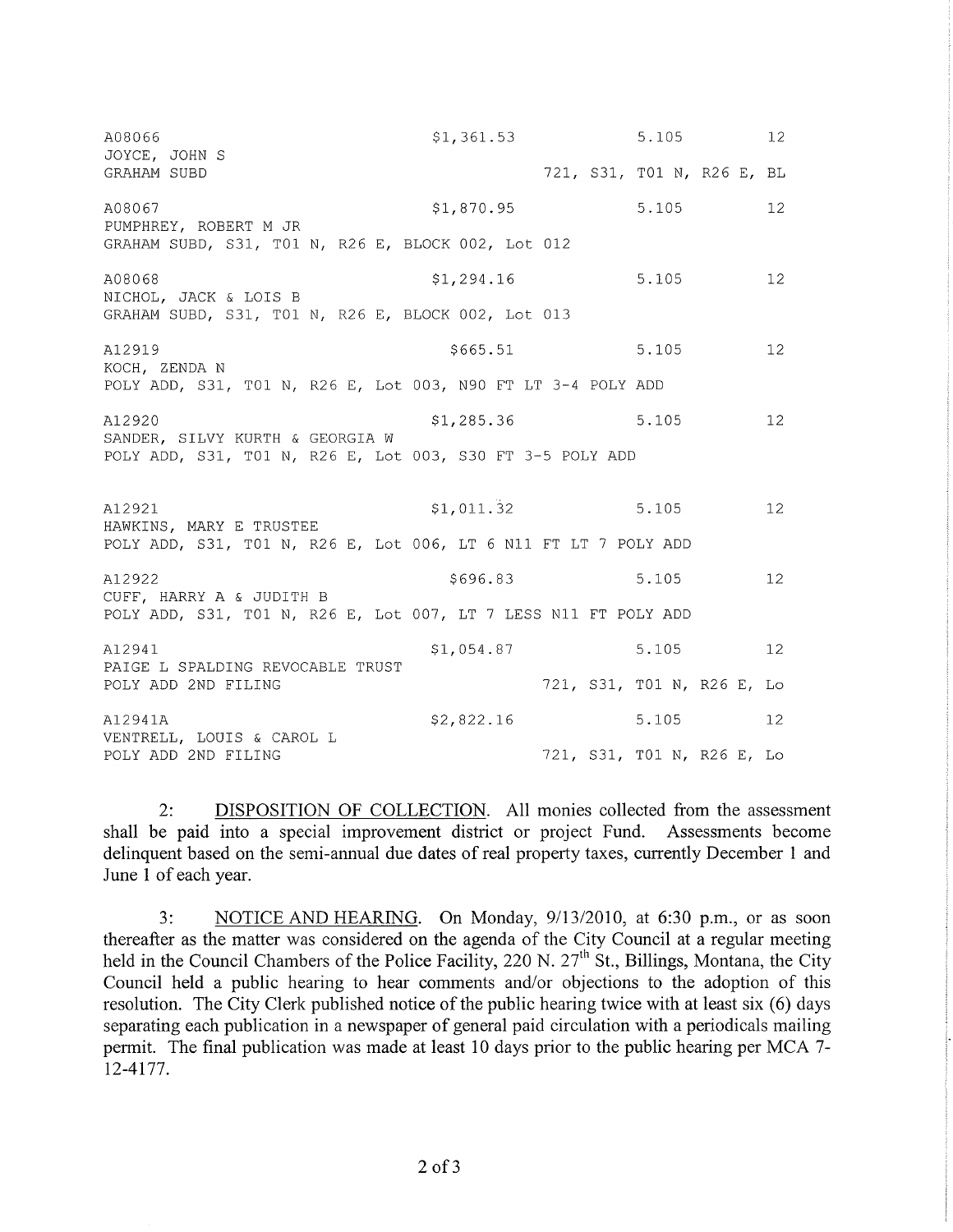```
A08066                                $1,361.53              5.105          12
JOYCE, JOHN S
GRAHAM SUBD                                        721, S31, T01 N, R26 E, BL

A08067                                $1,870.95              5.105          12
PUMPHREY, ROBERT M JR
GRAHAM SUBD, S31, T01 N, R26 E, BLOCK 002, Lot 012

A08068                                $1,294.16              5.105          12
NICHOL, JACK & LOIS B
GRAHAM SUBD, S31, T01 N, R26 E, BLOCK 002, Lot 013

A12919                                  $665.51              5.105          12
KOCH, ZENDA N
POLY ADD, S31, T01 N, R26 E, Lot 003, N90 FT LT 3-4 POLY ADD

A12920                                $1,285.36              5.105          12
SANDER, SILVY KURTH & GEORGIA W
POLY ADD, S31, T01 N, R26 E, Lot 003, S30 FT 3-5 POLY ADD

A12921                                $1,011.32              5.105          12
HAWKINS, MARY E TRUSTEE
POLY ADD, S31, T01 N, R26 E, Lot 006, LT 6 N11 FT LT 7 POLY ADD

A12922                                  $696.83              5.105          12
CUFF, HARRY A & JUDITH B
POLY ADD, S31, T01 N, R26 E, Lot 007, LT 7 LESS N11 FT POLY ADD

A12941                                $1,054.87              5.105          12
PAIGE L SPALDING REVOCABLE TRUST
POLY ADD 2ND FILING                                721, S31, T01 N, R26 E, Lo

A12941A                               $2,822.16              5.105          12
VENTRELL, LOUIS & CAROL L
POLY ADD 2ND FILING                                721, S31, T01 N, R26 E, Lo
```

2: DISPOSITION OF COLLECTION. All monies collected from the assessment shall be paid into a special improvement district or project Fund. Assessments become delinquent based on the semi-annual due dates of real property taxes, currently December 1 and June 1 of each year.

3: NOTICE AND HEARING. On Monday, 9/13/2010, at 6:30 p.m., or as soon thereafter as the matter was considered on the agenda of the City Council at a regular meeting held in the Council Chambers of the Police Facility, 220 N. 27th St., Billings, Montana, the City Council held a public hearing to hear comments and/or objections to the adoption of this resolution. The City Clerk published notice of the public hearing twice with at least six (6) days separating each publication in a newspaper of general paid circulation with a periodicals mailing permit. The final publication was made at least 10 days prior to the public hearing per MCA 7-12-4177.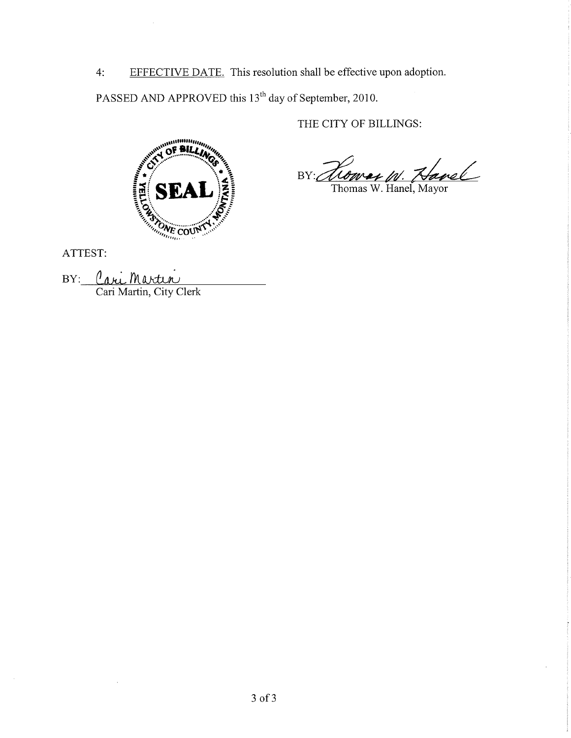4: <u>EFFECTIVE DATE.</u> This resolution shall be effective upon adoption.

PASSED AND APPROVED this 13th day of September, 2010.

THE CITY OF BILLINGS:

BY: Thomas W. Hanel
Thomas W. Hanel, Mayor

CITY OF BILLINGS
SEAL
YELLOWSTONE COUNTY, MONTANA

ATTEST:

BY: Cari Martin
Cari Martin, City Clerk